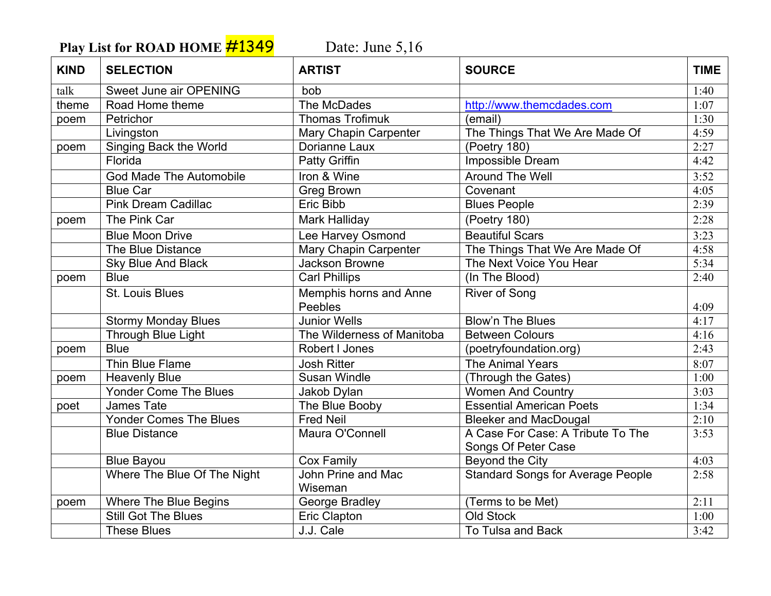**Play List for ROAD HOME #1349** Date: June 5,16

| KIND | SELECTION | ARTIST | SOURCE | TIME |
|---|---|---|---|---|
| talk | Sweet June air OPENING | bob | | 1:40 |
| theme | Road Home theme | The McDades | http://www.themcdades.com | 1:07 |
| poem | Petrichor | Thomas Trofimuk | (email) | 1:30 |
| | Livingston | Mary Chapin Carpenter | The Things That We Are Made Of | 4:59 |
| poem | Singing Back the World | Dorianne Laux | (Poetry 180) | 2:27 |
| | Florida | Patty Griffin | Impossible Dream | 4:42 |
| | God Made The Automobile | Iron & Wine | Around The Well | 3:52 |
| | Blue Car | Greg Brown | Covenant | 4:05 |
| | Pink Dream Cadillac | Eric Bibb | Blues People | 2:39 |
| poem | The Pink Car | Mark Halliday | (Poetry 180) | 2:28 |
| | Blue Moon Drive | Lee Harvey Osmond | Beautiful Scars | 3:23 |
| | The Blue Distance | Mary Chapin Carpenter | The Things That We Are Made Of | 4:58 |
| | Sky Blue And Black | Jackson Browne | The Next Voice You Hear | 5:34 |
| poem | Blue | Carl Phillips | (In The Blood) | 2:40 |
| | St. Louis Blues | Memphis horns and Anne Peebles | River of Song | 4:09 |
| | Stormy Monday Blues | Junior Wells | Blow'n The Blues | 4:17 |
| | Through Blue Light | The Wilderness of Manitoba | Between Colours | 4:16 |
| poem | Blue | Robert I Jones | (poetryfoundation.org) | 2:43 |
| | Thin Blue Flame | Josh Ritter | The Animal Years | 8:07 |
| poem | Heavenly Blue | Susan Windle | (Through the Gates) | 1:00 |
| | Yonder Come The Blues | Jakob Dylan | Women And Country | 3:03 |
| poet | James Tate | The Blue Booby | Essential American Poets | 1:34 |
| | Yonder Comes The Blues | Fred Neil | Bleeker and MacDougal | 2:10 |
| | Blue Distance | Maura O'Connell | A Case For Case: A Tribute To The Songs Of Peter Case | 3:53 |
| | Blue Bayou | Cox Family | Beyond the City | 4:03 |
| | Where The Blue Of The Night | John Prine and Mac Wiseman | Standard Songs for Average People | 2:58 |
| poem | Where The Blue Begins | George Bradley | (Terms to be Met) | 2:11 |
| | Still Got The Blues | Eric Clapton | Old Stock | 1:00 |
| | These Blues | J.J. Cale | To Tulsa and Back | 3:42 |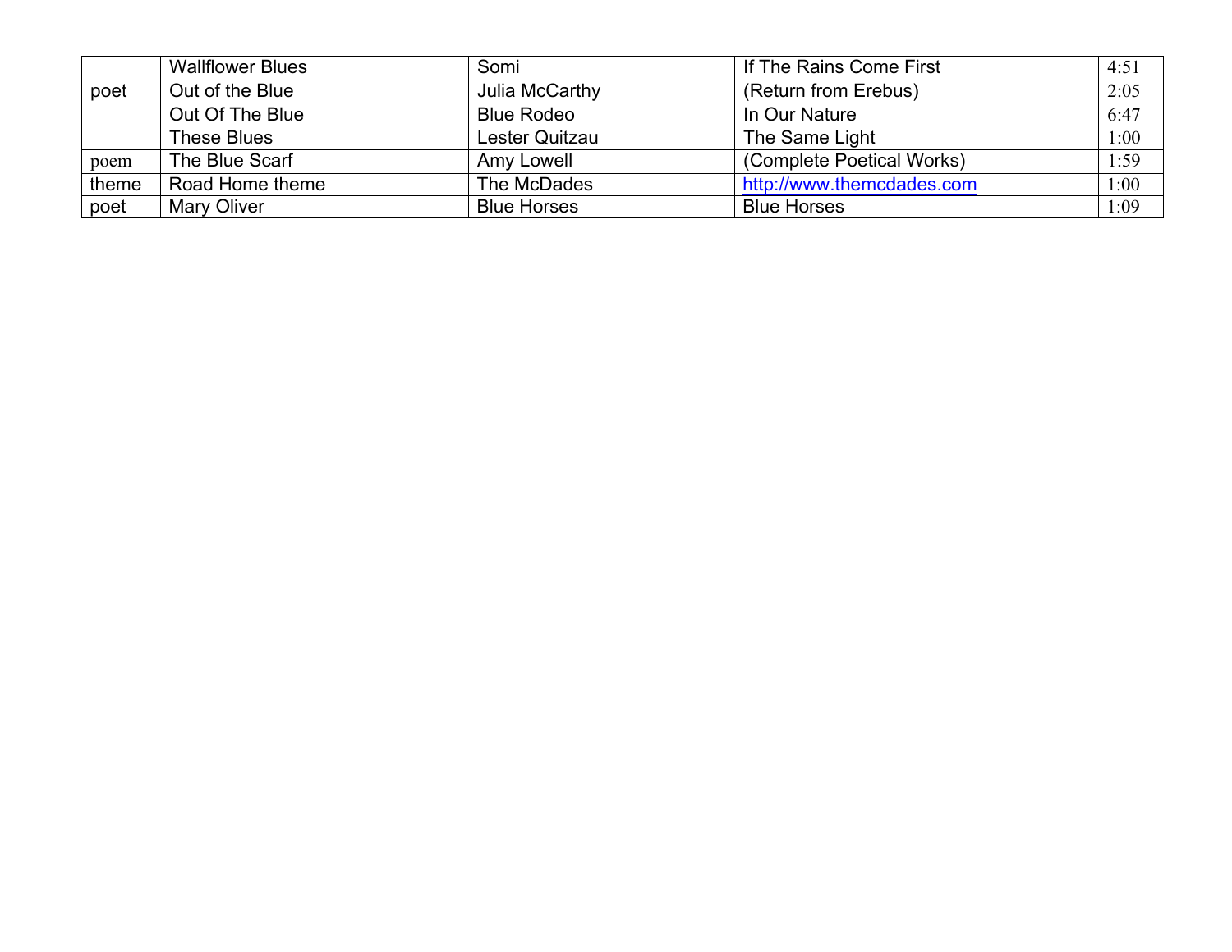| | | | | |
|---|---|---|---|---|
| | Wallflower Blues | Somi | If The Rains Come First | 4:51 |
| poet | Out of the Blue | Julia McCarthy | (Return from Erebus) | 2:05 |
| | Out Of The Blue | Blue Rodeo | In Our Nature | 6:47 |
| | These Blues | Lester Quitzau | The Same Light | 1:00 |
| poem | The Blue Scarf | Amy Lowell | (Complete Poetical Works) | 1:59 |
| theme | Road Home theme | The McDades | http://www.themcdades.com | 1:00 |
| poet | Mary Oliver | Blue Horses | Blue Horses | 1:09 |